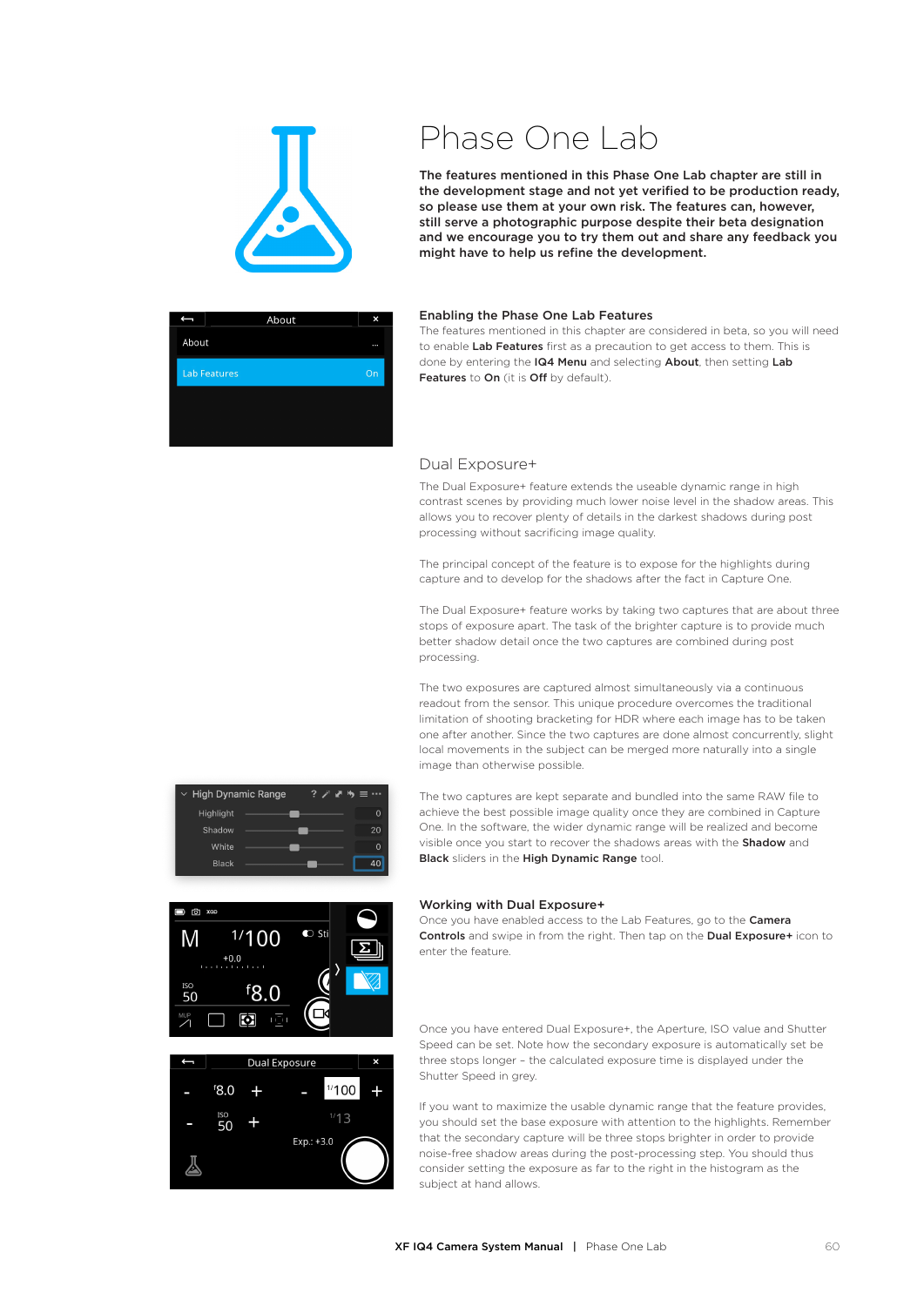# Phase One Lab

**The features mentioned in this Phase One Lab chapter are still in the development stage and not yet verified to be production ready, so please use them at your own risk. The features can, however, still serve a photographic purpose despite their beta designation and we encourage you to try them out and share any feedback you might have to help us refine the development.**

### Enabling the Phase One Lab Features

The features mentioned in this chapter are considered in beta, so you will need to enable **Lab Features** first as a precaution to get access to them. This is done by entering the **IQ4 Menu** and selecting **About**, then setting **Lab Features** to **On** (it is **Off** by default).

## Dual Exposure+

The Dual Exposure+ feature extends the useable dynamic range in high contrast scenes by providing much lower noise level in the shadow areas. This allows you to recover plenty of details in the darkest shadows during post processing without sacrificing image quality.

The principal concept of the feature is to expose for the highlights during capture and to develop for the shadows after the fact in Capture One.

The Dual Exposure+ feature works by taking two captures that are about three stops of exposure apart. The task of the brighter capture is to provide much better shadow detail once the two captures are combined during post processing.

The two exposures are captured almost simultaneously via a continuous readout from the sensor. This unique procedure overcomes the traditional limitation of shooting bracketing for HDR where each image has to be taken one after another. Since the two captures are done almost concurrently, slight local movements in the subject can be merged more naturally into a single image than otherwise possible.

The two captures are kept separate and bundled into the same RAW file to achieve the best possible image quality once they are combined in Capture One. In the software, the wider dynamic range will be realized and become visible once you start to recover the shadows areas with the **Shadow** and **Black** sliders in the **High Dynamic Range** tool.

### Working with Dual Exposure+

Once you have enabled access to the Lab Features, go to the **Camera Controls** and swipe in from the right. Then tap on the **Dual Exposure+** icon to enter the feature.

Once you have entered Dual Exposure+, the Aperture, ISO value and Shutter Speed can be set. Note how the secondary exposure is automatically set be three stops longer – the calculated exposure time is displayed under the Shutter Speed in grey.

If you want to maximize the usable dynamic range that the feature provides, you should set the base exposure with attention to the highlights. Remember that the secondary capture will be three stops brighter in order to provide noise-free shadow areas during the post-processing step. You should thus consider setting the exposure as far to the right in the histogram as the subject at hand allows.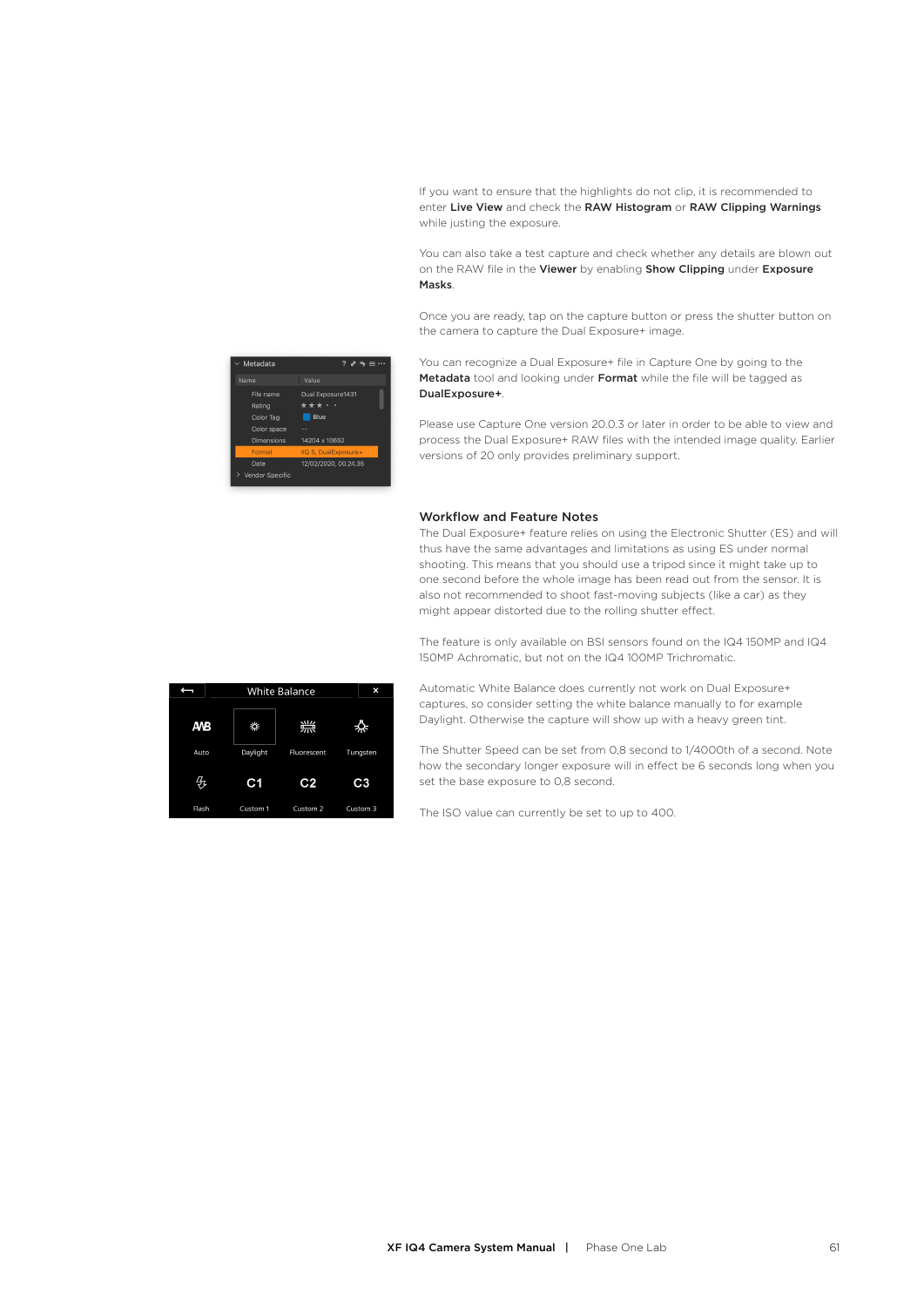If you want to ensure that the highlights do not clip, it is recommended to enter **Live View** and check the **RAW Histogram** or **RAW Clipping Warnings** while justing the exposure.

You can also take a test capture and check whether any details are blown out on the RAW file in the **Viewer** by enabling **Show Clipping** under **Exposure Masks**.

Once you are ready, tap on the capture button or press the shutter button on the camera to capture the Dual Exposure+ image.

You can recognize a Dual Exposure+ file in Capture One by going to the **Metadata** tool and looking under **Format** while the file will be tagged as **DualExposure+**.

Please use Capture One version 20.0.3 or later in order to be able to view and process the Dual Exposure+ RAW files with the intended image quality. Earlier versions of 20 only provides preliminary support.

### Workflow and Feature Notes

The Dual Exposure+ feature relies on using the Electronic Shutter (ES) and will thus have the same advantages and limitations as using ES under normal shooting. This means that you should use a tripod since it might take up to one second before the whole image has been read out from the sensor. It is also not recommended to shoot fast-moving subjects (like a car) as they might appear distorted due to the rolling shutter effect.

The feature is only available on BSI sensors found on the IQ4 150MP and IQ4 150MP Achromatic, but not on the IQ4 100MP Trichromatic.

Automatic White Balance does currently not work on Dual Exposure+ captures, so consider setting the white balance manually to for example Daylight. Otherwise the capture will show up with a heavy green tint.

The Shutter Speed can be set from 0,8 second to 1/4000th of a second. Note how the secondary longer exposure will in effect be 6 seconds long when you set the base exposure to 0,8 second.

The ISO value can currently be set to up to 400.